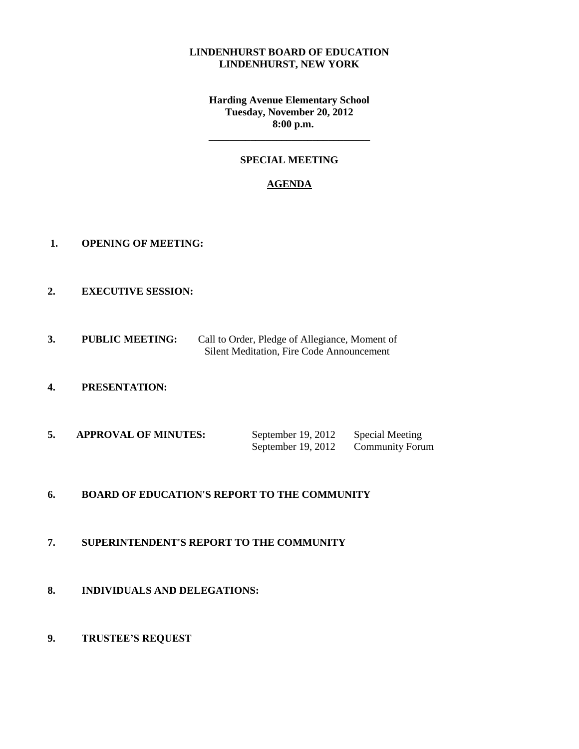**LINDENHURST BOARD OF EDUCATION**
**LINDENHURST, NEW YORK**

**Harding Avenue Elementary School**
**Tuesday, November 20, 2012**
**8:00 p.m.**

---

**SPECIAL MEETING**

**AGENDA**

**1. OPENING OF MEETING:**

**2. EXECUTIVE SESSION:**

**3. PUBLIC MEETING:** Call to Order, Pledge of Allegiance, Moment of Silent Meditation, Fire Code Announcement

**4. PRESENTATION:**

**5. APPROVAL OF MINUTES:**

| | |
|---|---|
| September 19, 2012 | Special Meeting |
| September 19, 2012 | Community Forum |

**6. BOARD OF EDUCATION'S REPORT TO THE COMMUNITY**

**7. SUPERINTENDENT'S REPORT TO THE COMMUNITY**

**8. INDIVIDUALS AND DELEGATIONS:**

**9. TRUSTEE'S REQUEST**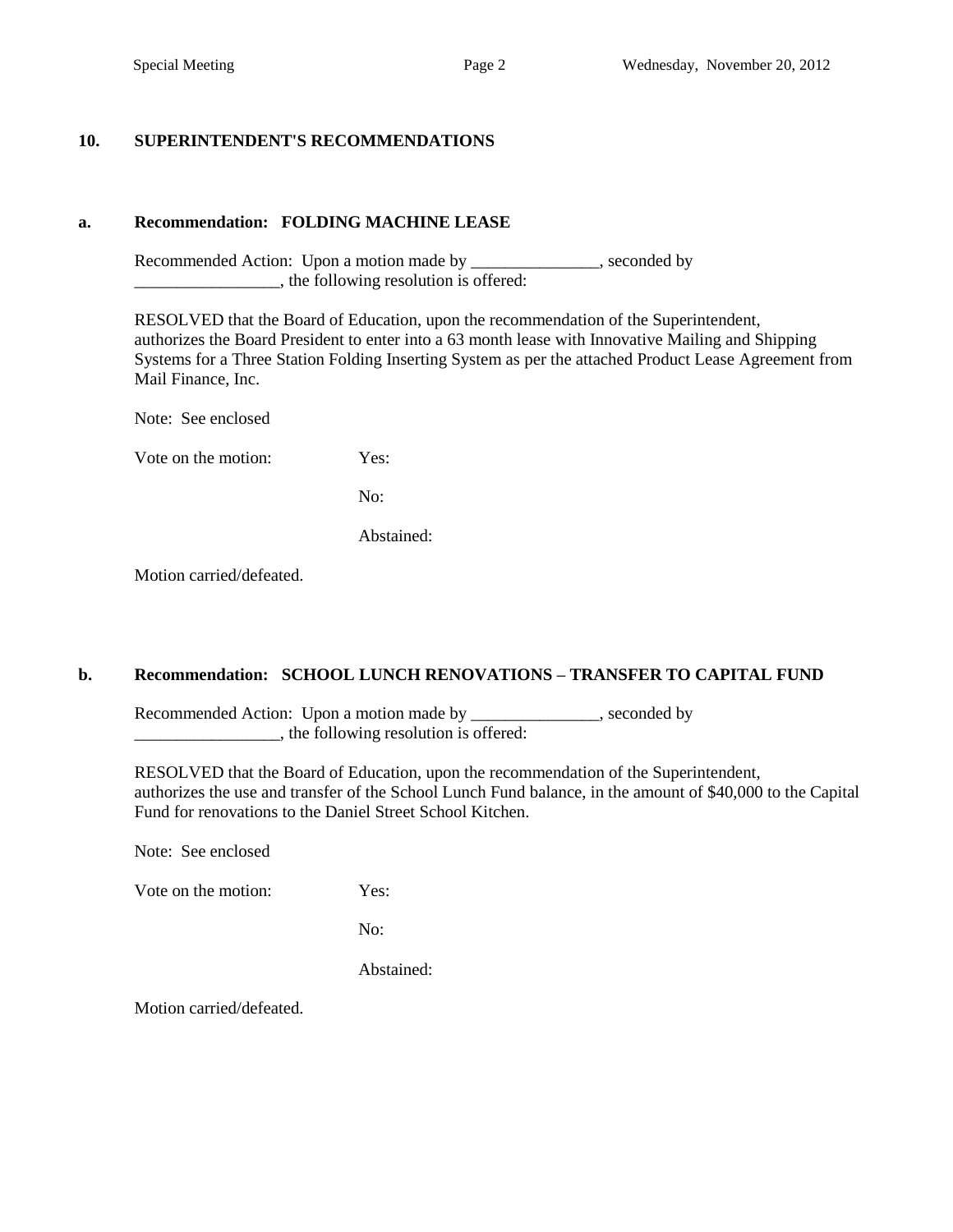## 10. SUPERINTENDENT'S RECOMMENDATIONS

### a. Recommendation: FOLDING MACHINE LEASE

Recommended Action: Upon a motion made by _______________, seconded by _________________, the following resolution is offered:

RESOLVED that the Board of Education, upon the recommendation of the Superintendent, authorizes the Board President to enter into a 63 month lease with Innovative Mailing and Shipping Systems for a Three Station Folding Inserting System as per the attached Product Lease Agreement from Mail Finance, Inc.

Note: See enclosed

Vote on the motion: Yes:

No:

Abstained:

Motion carried/defeated.

### b. Recommendation: SCHOOL LUNCH RENOVATIONS – TRANSFER TO CAPITAL FUND

Recommended Action: Upon a motion made by _______________, seconded by _________________, the following resolution is offered:

RESOLVED that the Board of Education, upon the recommendation of the Superintendent, authorizes the use and transfer of the School Lunch Fund balance, in the amount of $40,000 to the Capital Fund for renovations to the Daniel Street School Kitchen.

Note: See enclosed

Vote on the motion: Yes:

No:

Abstained:

Motion carried/defeated.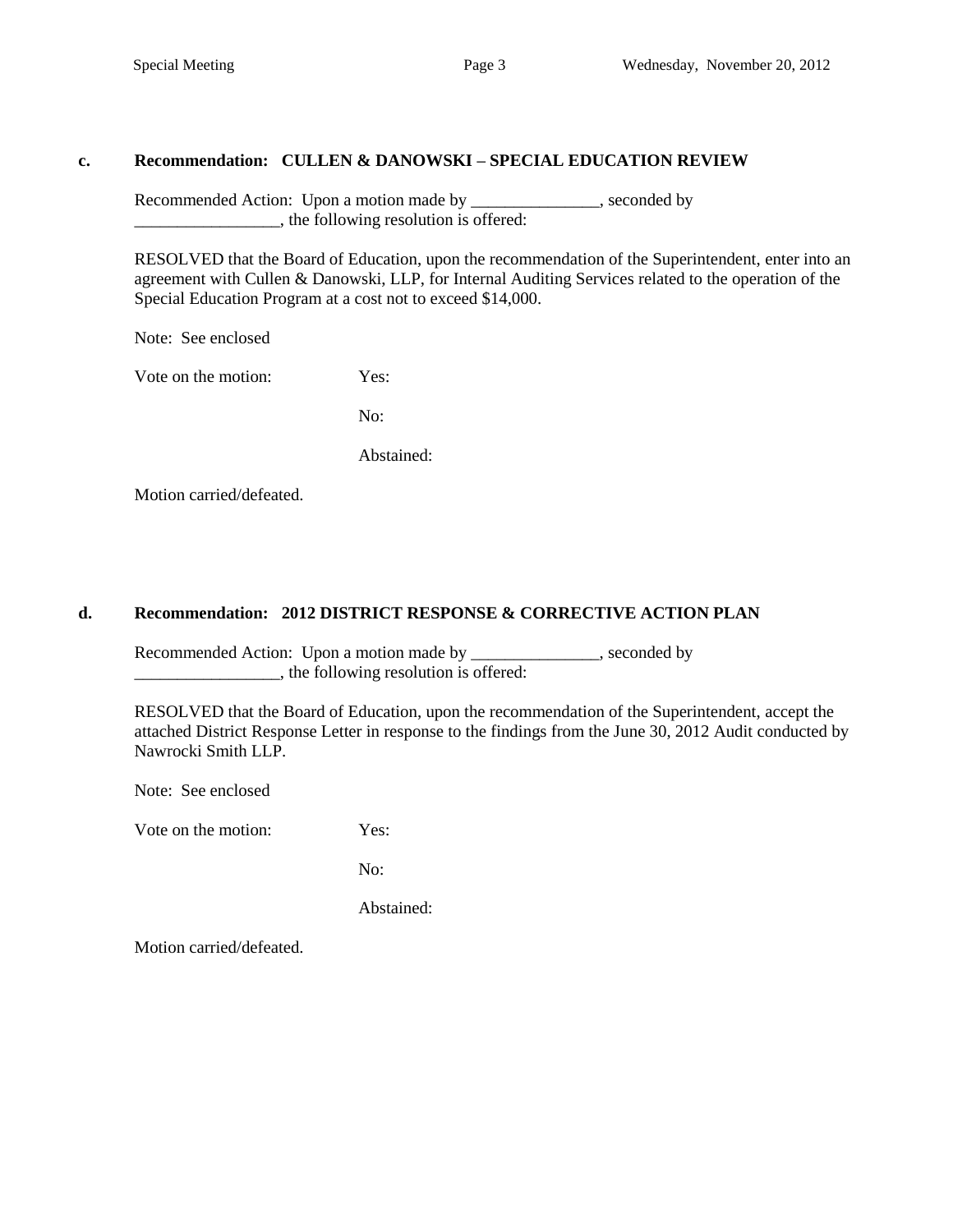**c. Recommendation: CULLEN & DANOWSKI – SPECIAL EDUCATION REVIEW**

Recommended Action: Upon a motion made by _______________, seconded by _________________, the following resolution is offered:

RESOLVED that the Board of Education, upon the recommendation of the Superintendent, enter into an agreement with Cullen & Danowski, LLP, for Internal Auditing Services related to the operation of the Special Education Program at a cost not to exceed $14,000.

Note: See enclosed

Vote on the motion: Yes:

No:

Abstained:

Motion carried/defeated.

**d. Recommendation: 2012 DISTRICT RESPONSE & CORRECTIVE ACTION PLAN**

Recommended Action: Upon a motion made by _______________, seconded by _________________, the following resolution is offered:

RESOLVED that the Board of Education, upon the recommendation of the Superintendent, accept the attached District Response Letter in response to the findings from the June 30, 2012 Audit conducted by Nawrocki Smith LLP.

Note: See enclosed

Vote on the motion: Yes:

No:

Abstained:

Motion carried/defeated.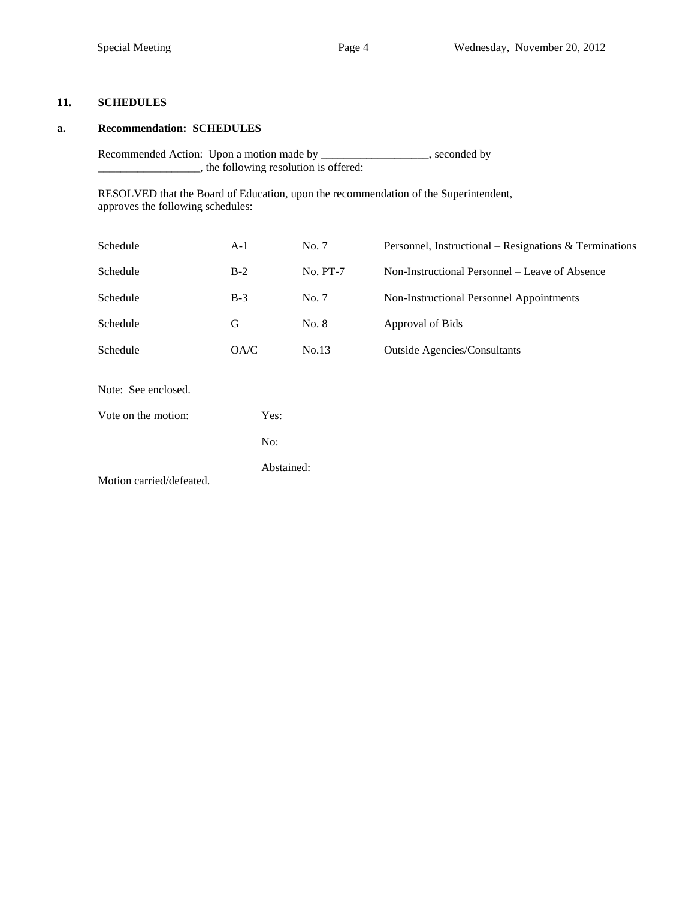## 11. SCHEDULES

### a. Recommendation: SCHEDULES

Recommended Action: Upon a motion made by ___________________, seconded by __________________, the following resolution is offered:

RESOLVED that the Board of Education, upon the recommendation of the Superintendent, approves the following schedules:

| | | | |
|---|---|---|---|
| Schedule | A-1 | No. 7 | Personnel, Instructional – Resignations & Terminations |
| Schedule | B-2 | No. PT-7 | Non-Instructional Personnel – Leave of Absence |
| Schedule | B-3 | No. 7 | Non-Instructional Personnel Appointments |
| Schedule | G | No. 8 | Approval of Bids |
| Schedule | OA/C | No.13 | Outside Agencies/Consultants |

Note: See enclosed.

Vote on the motion: Yes:

No:

Abstained:

Motion carried/defeated.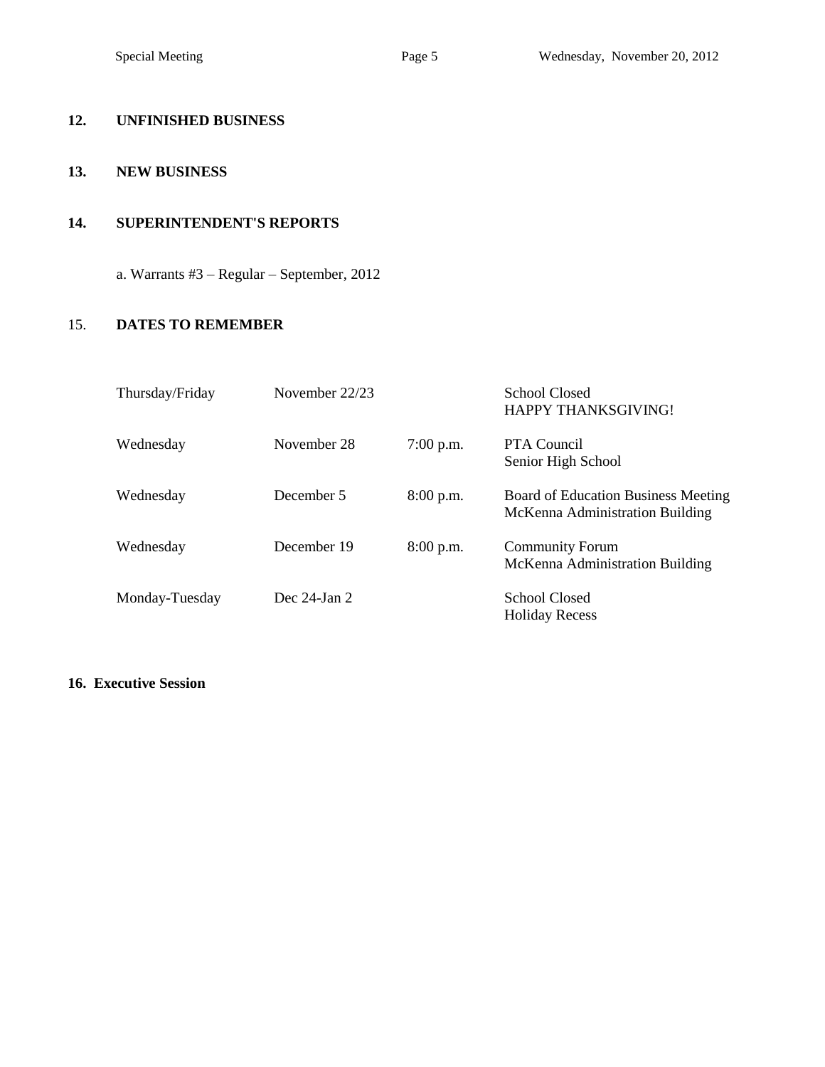**12. UNFINISHED BUSINESS**

**13. NEW BUSINESS**

**14. SUPERINTENDENT'S REPORTS**

a. Warrants #3 – Regular – September, 2012

15. **DATES TO REMEMBER**

| | | | |
|---|---|---|---|
| Thursday/Friday | November 22/23 | | School Closed<br>HAPPY THANKSGIVING! |
| Wednesday | November 28 | 7:00 p.m. | PTA Council<br>Senior High School |
| Wednesday | December 5 | 8:00 p.m. | Board of Education Business Meeting<br>McKenna Administration Building |
| Wednesday | December 19 | 8:00 p.m. | Community Forum<br>McKenna Administration Building |
| Monday-Tuesday | Dec 24-Jan 2 | | School Closed<br>Holiday Recess |

**16. Executive Session**